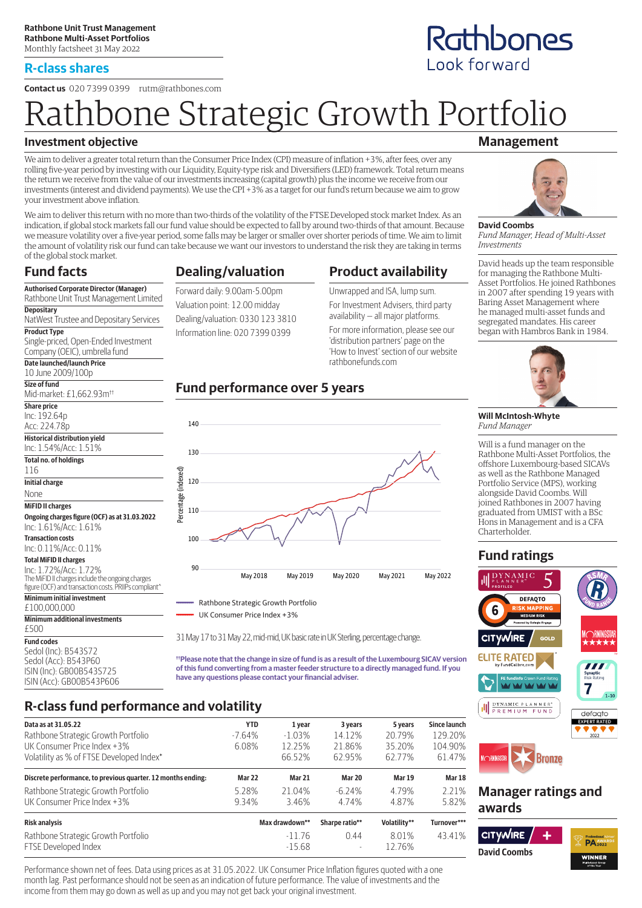**Rathbone Unit Trust Management**
**Rathbone Multi-Asset Portfolios**
Monthly factsheet 31 May 2022

## R-class shares

Rathbones
Look forward

**Contact us** 020 7399 0399 rutm@rathbones.com

# Rathbone Strategic Growth Portfolio

## Investment objective

We aim to deliver a greater total return than the Consumer Price Index (CPI) measure of inflation +3%, after fees, over any rolling five-year period by investing with our Liquidity, Equity-type risk and Diversifiers (LED) framework. Total return means the return we receive from the value of our investments increasing (capital growth) plus the income we receive from our investments (interest and dividend payments). We use the CPI +3% as a target for our fund's return because we aim to grow your investment above inflation.

We aim to deliver this return with no more than two-thirds of the volatility of the FTSE Developed stock market Index. As an indication, if global stock markets fall our fund value should be expected to fall by around two-thirds of that amount. Because we measure volatility over a five-year period, some falls may be larger or smaller over shorter periods of time. We aim to limit the amount of volatility risk our fund can take because we want our investors to understand the risk they are taking in terms of the global stock market.

## Fund facts

**Authorised Corporate Director (Manager)**
Rathbone Unit Trust Management Limited

**Depositary**
NatWest Trustee and Depositary Services

**Product Type**
Single-priced, Open-Ended Investment Company (OEIC), umbrella fund

**Date launched/launch Price**
10 June 2009/100p

**Size of fund**
Mid-market: £1,662.93m††

**Share price**
Inc: 192.64p
Acc: 224.78p

**Historical distribution yield**
Inc: 1.54%/Acc: 1.51%

**Total no. of holdings**
116

**Initial charge**
None

**MiFID II charges**

**Ongoing charges figure (OCF) as at 31.03.2022**
Inc: 1.61%/Acc: 1.61%

**Transaction costs**
Inc: 0.11%/Acc: 0.11%

**Total MiFID II charges**
Inc: 1.72%/Acc: 1.72%
The MiFID II charges include the ongoing charges figure (OCF) and transaction costs. PRIIPs compliant^

**Minimum initial investment**
£100,000,000

**Minimum additional investments**
£500

**Fund codes**
Sedol (Inc): B543S72
Sedol (Acc): B543P60
ISIN (Inc): GB00B543S725
ISIN (Acc): GB00B543P606

## Dealing/valuation

Forward daily: 9.00am-5.00pm
Valuation point: 12.00 midday
Dealing/valuation: 0330 123 3810
Information line: 020 7399 0399

## Product availability

Unwrapped and ISA, lump sum.

For Investment Advisers, third party availability – all major platforms.

For more information, please see our 'distribution partners' page on the 'How to Invest' section of our website rathbonefunds.com

## Fund performance over 5 years

Percentage (indexed): 90–140; May 2018, May 2019, May 2020, May 2021, May 2022

— Rathbone Strategic Growth Portfolio
— UK Consumer Price Index +3%

31 May 17 to 31 May 22, mid-mid, UK basic rate in UK Sterling, percentage change.

**††Please note that the change in size of fund is as a result of the Luxembourg SICAV version of this fund converting from a master feeder structure to a directly managed fund. If you have any questions please contact your financial adviser.**

## Management

**David Coombs**
*Fund Manager, Head of Multi-Asset Investments*

David heads up the team responsible for managing the Rathbone Multi-Asset Portfolios. He joined Rathbones in 2007 after spending 19 years with Baring Asset Management where he managed multi-asset funds and segregated mandates. His career began with Hambros Bank in 1984.

**Will McIntosh-Whyte**
*Fund Manager*

Will is a fund manager on the Rathbone Multi-Asset Portfolios, the offshore Luxembourg-based SICAVs as well as the Rathbone Managed Portfolio Service (MPS), working alongside David Coombs. Will joined Rathbones in 2007 having graduated from UMIST with a BSc Hons in Management and is a CFA Charterholder.

## Fund ratings

Dynamic Planner Profiled 5; RSMR Fund Range; Defaqto Risk Mapping 6 Medium Risk; Citywire Gold; Morningstar ★★★★★; Elite Rated by FundCalibre.com; FE fundinfo Crown Fund Rating; Synaptic Risk Rating 7 (1-10); Dynamic Planner Premium Fund; Defaqto Expert Rated 2022; Morningstar Bronze

## R-class fund performance and volatility

| Data as at 31.05.22 | YTD | 1 year | 3 years | 5 years | Since launch |
|---|---|---|---|---|---|
| Rathbone Strategic Growth Portfolio | -7.64% | -1.03% | 14.12% | 20.79% | 129.20% |
| UK Consumer Price Index +3% | 6.08% | 12.25% | 21.86% | 35.20% | 104.90% |
| Volatility as % of FTSE Developed Index* | | 66.52% | 62.95% | 62.77% | 61.47% |

| Discrete performance, to previous quarter. 12 months ending: | Mar 22 | Mar 21 | Mar 20 | Mar 19 | Mar 18 |
|---|---|---|---|---|---|
| Rathbone Strategic Growth Portfolio | 5.28% | 21.04% | -6.24% | 4.79% | 2.21% |
| UK Consumer Price Index +3% | 9.34% | 3.46% | 4.74% | 4.87% | 5.82% |

| Risk analysis | Max drawdown** | Sharpe ratio** | Volatility** | Turnover*** |
|---|---|---|---|---|
| Rathbone Strategic Growth Portfolio | -11.76 | 0.44 | 8.01% | 43.41% |
| FTSE Developed Index | -15.68 | - | 12.76% | |

Performance shown net of fees. Data using prices as at 31.05.2022. UK Consumer Price Inflation figures quoted with a one month lag. Past performance should not be seen as an indication of future performance. The value of investments and the income from them may go down as well as up and you may not get back your original investment.

## Manager ratings and awards

Citywire + David Coombs; Professional Adviser Awards 2022 Winner Multi-Asset Group of the Year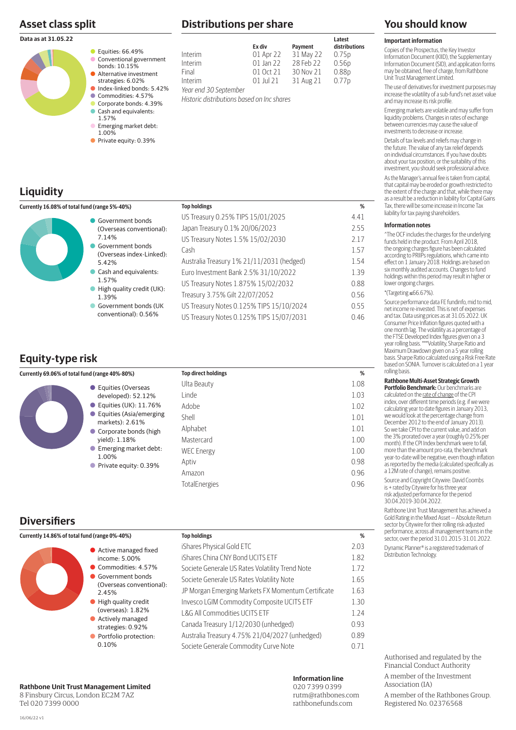## Asset class split

**Data as at 31.05.22**

- Equities: 66.49%
- Conventional government bonds: 10.15%
- Alternative investment strategies: 6.02%
- Index-linked bonds: 5.42%
- Commodities: 4.57%
- Corporate bonds: 4.39%
- Cash and equivalents: 1.57%
- Emerging market debt: 1.00%
- Private equity: 0.39%

## Distributions per share

| | Ex div | Payment | Latest distributions |
|---|---|---|---|
| Interim | 01 Apr 22 | 31 May 22 | 0.75p |
| Interim | 01 Jan 22 | 28 Feb 22 | 0.56p |
| Final | 01 Oct 21 | 30 Nov 21 | 0.88p |
| Interim | 01 Jul 21 | 31 Aug 21 | 0.77p |

*Year end 30 September*

*Historic distributions based on Inc shares*

## Liquidity

**Currently 16.08% of total fund (range 5%-40%)**

- Government bonds (Overseas conventional): 7.14%
- Government bonds (Overseas index-Linked): 5.42%
- Cash and equivalents: 1.57%
- High quality credit (UK): 1.39%
- Government bonds (UK conventional): 0.56%

| Top holdings | % |
|---|---|
| US Treasury 0.25% TIPS 15/01/2025 | 4.41 |
| Japan Treasury 0.1% 20/06/2023 | 2.55 |
| US Treasury Notes 1.5% 15/02/2030 | 2.17 |
| Cash | 1.57 |
| Australia Treasury 1% 21/11/2031 (hedged) | 1.54 |
| Euro Investment Bank 2.5% 31/10/2022 | 1.39 |
| US Treasury Notes 1.875% 15/02/2032 | 0.88 |
| Treasury 3.75% Gilt 22/07/2052 | 0.56 |
| US Treasury Notes 0.125% TIPS 15/10/2024 | 0.55 |
| US Treasury Notes 0.125% TIPS 15/07/2031 | 0.46 |

## Equity-type risk

**Currently 69.06% of total fund (range 40%-80%)**

- Equities (Overseas developed): 52.12%
- Equities (UK): 11.76%
- Equities (Asia/emerging markets): 2.61%
- Corporate bonds (high yield): 1.18%
- Emerging market debt: 1.00%
- Private equity: 0.39%

| Top direct holdings | % |
|---|---|
| Ulta Beauty | 1.08 |
| Linde | 1.03 |
| Adobe | 1.02 |
| Shell | 1.01 |
| Alphabet | 1.01 |
| Mastercard | 1.00 |
| WEC Energy | 1.00 |
| Aptiv | 0.98 |
| Amazon | 0.96 |
| TotalEnergies | 0.96 |

## Diversifiers

**Currently 14.86% of total fund (range 0%-40%)**

- Active managed fixed income: 5.00%
- Commodities: 4.57%
- Government bonds (Overseas conventional): 2.45%
- High quality credit (overseas): 1.82%
- Actively managed strategies: 0.92%
- Portfolio protection: 0.10%

| Top holdings | % |
|---|---|
| iShares Physical Gold ETC | 2.03 |
| iShares China CNY Bond UCITS ETF | 1.82 |
| Societe Generale US Rates Volatility Trend Note | 1.72 |
| Societe Generale US Rates Volatility Note | 1.65 |
| JP Morgan Emerging Markets FX Momentum Certificate | 1.63 |
| Invesco LGIM Commodity Composite UCITS ETF | 1.30 |
| L&G All Commodities UCITS ETF | 1.24 |
| Canada Treasury 1/12/2030 (unhedged) | 0.93 |
| Australia Treasury 4.75% 21/04/2027 (unhedged) | 0.89 |
| Societe Generale Commodity Curve Note | 0.71 |

## You should know

### Important information

Copies of the Prospectus, the Key Investor Information Document (KIID), the Supplementary Information Document (SID), and application forms may be obtained, free of charge, from Rathbone Unit Trust Management Limited.

The use of derivatives for investment purposes may increase the volatility of a sub-fund's net asset value and may increase its risk profile.

Emerging markets are volatile and may suffer from liquidity problems. Changes in rates of exchange between currencies may cause the value of investments to decrease or increase.

Details of tax levels and reliefs may change in the future. The value of any tax relief depends on individual circumstances. If you have doubts about your tax position, or the suitability of this investment, you should seek professional advice.

As the Manager's annual fee is taken from capital, that capital may be eroded or growth restricted to the extent of the charge and that, while there may as a result be a reduction in liability for Capital Gains Tax, there will be some increase in Income Tax liability for tax paying shareholders.

### Information notes

^The OCF includes the charges for the underlying funds held in the product. From April 2018, the ongoing charges figure has been calculated according to PRIIPs regulations, which came into effect on 1 January 2018. Holdings are based on six monthly audited accounts. Changes to fund holdings within this period may result in higher or lower ongoing charges.

*(Targeting ≤66.67%).

Source performance data FE fundinfo, mid to mid, net income re-invested. This is net of expenses and tax. Data using prices as at 31.05.2022. UK Consumer Price Inflation figures quoted with a one month lag. The volatility as a percentage of the FTSE Developed Index figures given on a 3 year rolling basis. ***Volatility, Sharpe Ratio and Maximum Drawdown given on a 5 year rolling basis. Sharpe Ratio calculated using a Risk Free Rate based on SONIA. Turnover is calculated on a 1 year rolling basis.

**Rathbone Multi-Asset Strategic Growth Portfolio Benchmark:** Our benchmarks are calculated on the rate of change of the CPI index, over different time periods (e.g. if we were calculating year to date figures in January 2013, we would look at the percentage change from December 2012 to the end of January 2013). So we take CPI to the current value, and add on the 3% prorated over a year (roughly 0.25% per month). If the CPI Index benchmark were to fall, more than the amount pro-rata, the benchmark year-to-date will be negative, even though inflation as reported by the media (calculated specifically as a 12M rate of change), remains positive.

Source and Copyright Citywire: David Coombs is + rated by Citywire for his three year risk adjusted performance for the period 30.04.2019-30.04.2022.

Rathbone Unit Trust Management has achieved a Gold Rating in the Mixed Asset – Absolute Return sector by Citywire for their rolling risk-adjusted performance, across all management teams in the sector, over the period 31.01.2015-31.01.2022.

Dynamic Planner® is a registered trademark of Distribution Technology.

**Rathbone Unit Trust Management Limited**
8 Finsbury Circus, London EC2M 7AZ
Tel 020 7399 0000

**Information line**
020 7399 0399
rutm@rathbones.com
rathbonefunds.com

Authorised and regulated by the Financial Conduct Authority

A member of the Investment Association (IA)

A member of the Rathbones Group. Registered No. 02376568

16/06/22 v1